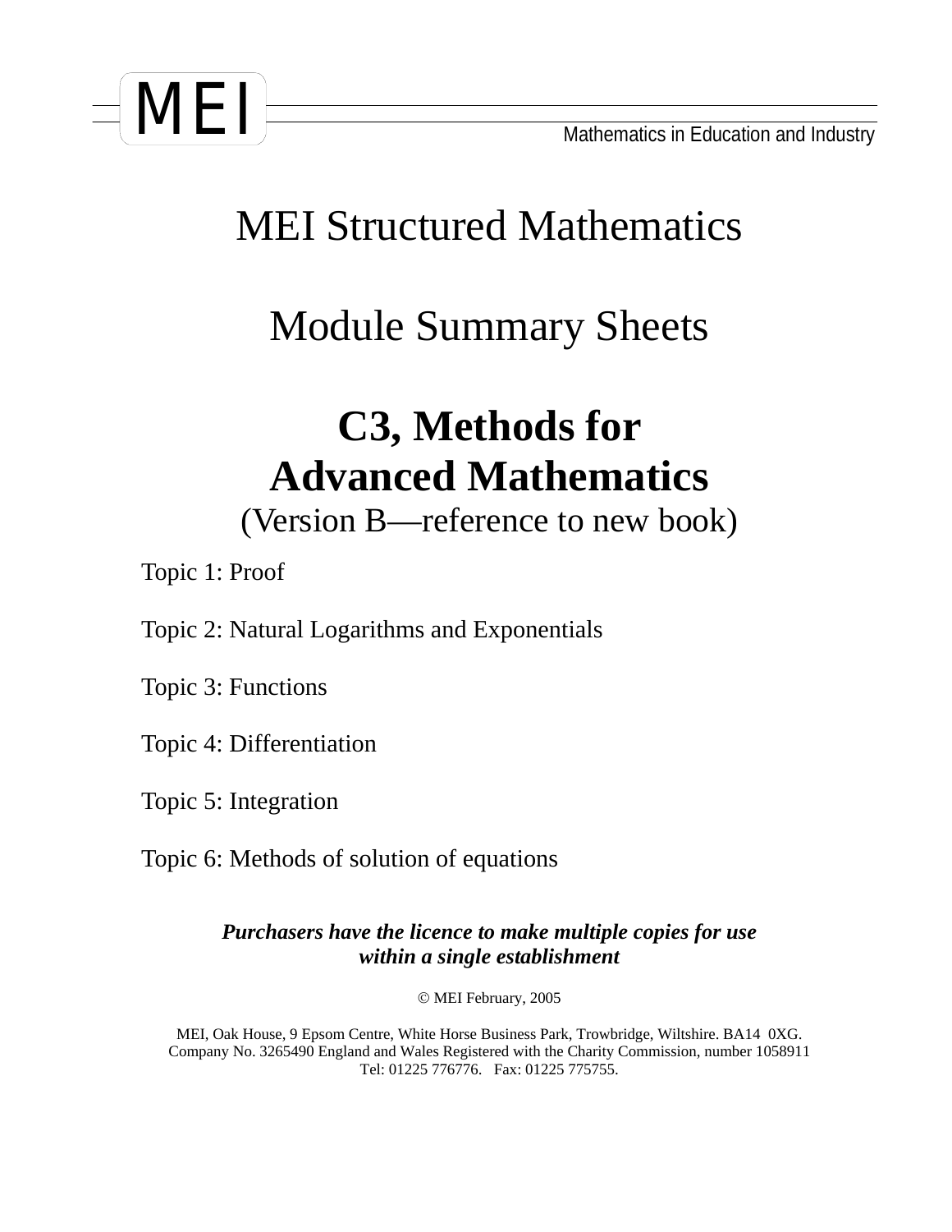MEI

Mathematics in Education and Industry

# MEI Structured Mathematics

## Module Summary Sheets

# C3, Methods for Advanced Mathematics

(Version B—reference to new book)

Topic 1: Proof

Topic 2: Natural Logarithms and Exponentials

Topic 3: Functions

Topic 4: Differentiation

Topic 5: Integration

Topic 6: Methods of solution of equations

***Purchasers have the licence to make multiple copies for use within a single establishment***

© MEI February, 2005

MEI, Oak House, 9 Epsom Centre, White Horse Business Park, Trowbridge, Wiltshire. BA14 0XG.
Company No. 3265490 England and Wales Registered with the Charity Commission, number 1058911
Tel: 01225 776776. Fax: 01225 775755.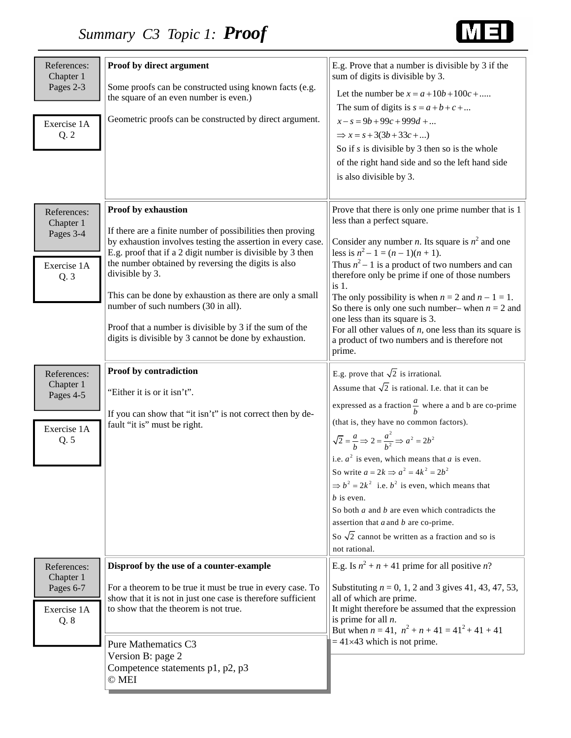# *Summary C3 Topic 1:* ***Proof***

References: Chapter 1 Pages 2-3

Exercise 1A Q. 2

## Proof by direct argument

Some proofs can be constructed using known facts (e.g. the square of an even number is even.)

Geometric proofs can be constructed by direct argument.

E.g. Prove that a number is divisible by 3 if the sum of digits is divisible by 3.

Let the number be $x = a + 10b + 100c + .....$

The sum of digits is $s = a + b + c + ...$

$x - s = 9b + 99c + 999d + ...$

$\Rightarrow x = s + 3(3b + 33c + ...)$

So if $s$ is divisible by 3 then so is the whole of the right hand side and so the left hand side is also divisible by 3.

References: Chapter 1 Pages 3-4

Exercise 1A Q. 3

## Proof by exhaustion

If there are a finite number of possibilities then proving by exhaustion involves testing the assertion in every case. E.g. proof that if a 2 digit number is divisible by 3 then the number obtained by reversing the digits is also divisible by 3.

This can be done by exhaustion as there are only a small number of such numbers (30 in all).

Proof that a number is divisible by 3 if the sum of the digits is divisible by 3 cannot be done by exhaustion.

Prove that there is only one prime number that is 1 less than a perfect square.

Consider any number $n$. Its square is $n^2$ and one less is $n^2 - 1 = (n - 1)(n + 1)$.

Thus $n^2 - 1$ is a product of two numbers and can therefore only be prime if one of those numbers is 1.

The only possibility is when $n = 2$ and $n - 1 = 1$.

So there is only one such number– when $n = 2$ and one less than its square is 3.

For all other values of $n$, one less than its square is a product of two numbers and is therefore not prime.

References: Chapter 1 Pages 4-5

Exercise 1A Q. 5

## Proof by contradiction

"Either it is or it isn't".

If you can show that "it isn't" is not correct then by default "it is" must be right.

E.g. prove that $\sqrt{2}$ is irrational.

Assume that $\sqrt{2}$ is rational. I.e. that it can be expressed as a fraction $\frac{a}{b}$ where a and b are co-prime (that is, they have no common factors).

$\sqrt{2} = \frac{a}{b} \Rightarrow 2 = \frac{a^2}{b^2} \Rightarrow a^2 = 2b^2$

i.e. $a^2$ is even, which means that $a$ is even.

So write $a = 2k \Rightarrow a^2 = 4k^2 = 2b^2$

$\Rightarrow b^2 = 2k^2$ i.e. $b^2$ is even, which means that $b$ is even.

So both $a$ and $b$ are even which contradicts the assertion that $a$ and $b$ are co-prime.

So $\sqrt{2}$ cannot be written as a fraction and so is not rational.

References: Chapter 1 Pages 6-7

Exercise 1A Q. 8

## Disproof by the use of a counter-example

For a theorem to be true it must be true in every case. To show that it is not in just one case is therefore sufficient to show that the theorem is not true.

E.g. Is $n^2 + n + 41$ prime for all positive $n$?

Substituting $n = 0, 1, 2$ and 3 gives 41, 43, 47, 53, all of which are prime.

It might therefore be assumed that the expression is prime for all $n$.

But when $n = 41$, $n^2 + n + 41 = 41^2 + 41 + 41 = 41 \times 43$ which is not prime.

Pure Mathematics C3
Version B: page 2
Competence statements p1, p2, p3
© MEI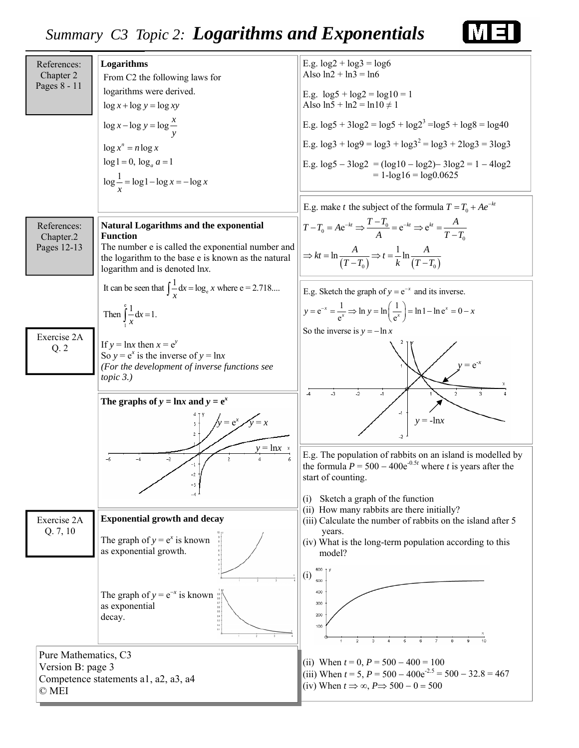# Summary C3 Topic 2: Logarithms and Exponentials

References: Chapter 2 Pages 8 - 11

**Logarithms**

From C2 the following laws for logarithms were derived.

$\log x + \log y = \log xy$

$\log x - \log y = \log \frac{x}{y}$

$\log x^n = n \log x$

$\log 1 = 0, \ \log_a a = 1$

$\log \frac{1}{x} = \log 1 - \log x = -\log x$

E.g. $\log 2 + \log 3 = \log 6$
Also $\ln 2 + \ln 3 = \ln 6$

E.g. $\log 5 + \log 2 = \log 10 = 1$
Also $\ln 5 + \ln 2 = \ln 10 \neq 1$

E.g. $\log 5 + 3\log 2 = \log 5 + \log 2^3 = \log 5 + \log 8 = \log 40$

E.g. $\log 3 + \log 9 = \log 3 + \log 3^2 = \log 3 + 2\log 3 = 3\log 3$

E.g. $\log 5 - 3\log 2 = (\log 10 - \log 2) - 3\log 2 = 1 - 4\log 2$
$= 1 - \log 16 = \log 0.0625$

E.g. make $t$ the subject of the formula $T = T_0 + Ae^{-kt}$

$T - T_0 = Ae^{-kt} \Rightarrow \frac{T - T_0}{A} = e^{-kt} \Rightarrow e^{kt} = \frac{A}{T - T_0}$

$\Rightarrow kt = \ln \frac{A}{(T - T_0)} \Rightarrow t = \frac{1}{k} \ln \frac{A}{(T - T_0)}$

References: Chapter.2 Pages 12-13

**Natural Logarithms and the exponential Function**

The number e is called the exponential number and the logarithm to the base e is known as the natural logarithm and is denoted ln*x*.

It can be seen that $\int \frac{1}{x} dx = \log_e x$ where $e = 2.718....$

Then $\int_1^e \frac{1}{x} dx = 1.$

Exercise 2A Q. 2

If $y = \ln x$ then $x = e^y$
So $y = e^x$ is the inverse of $y = \ln x$
*(For the development of inverse functions see topic 3.)*

E.g. Sketch the graph of $y = e^{-x}$ and its inverse.

$y = e^{-x} = \frac{1}{e^x} \Rightarrow \ln y = \ln\left(\frac{1}{e^x}\right) = \ln 1 - \ln e^x = 0 - x$

So the inverse is $y = -\ln x$

[Graph: $y = e^{-x}$ and $y = -\ln x$]

**The graphs of $y = \ln x$ and $y = e^x$**

[Graph: $y = e^x$, $y = x$, $y = \ln x$]

Exercise 2A Q. 7, 10

**Exponential growth and decay**

The graph of $y = e^x$ is known as exponential growth.

The graph of $y = e^{-x}$ is known as exponential decay.

E.g. The population of rabbits on an island is modelled by the formula $P = 500 - 400e^{-0.5t}$ where $t$ is years after the start of counting.

(i) Sketch a graph of the function
(ii) How many rabbits are there initially?
(iii) Calculate the number of rabbits on the island after 5 years.
(iv) What is the long-term population according to this model?

(i) [Graph]

(ii) When $t = 0$, $P = 500 - 400 = 100$
(iii) When $t = 5$, $P = 500 - 400e^{-2.5} = 500 - 32.8 = 467$
(iv) When $t \Rightarrow \infty$, $P \Rightarrow 500 - 0 = 500$

Pure Mathematics, C3
Version B: page 3
Competence statements a1, a2, a3, a4
© MEI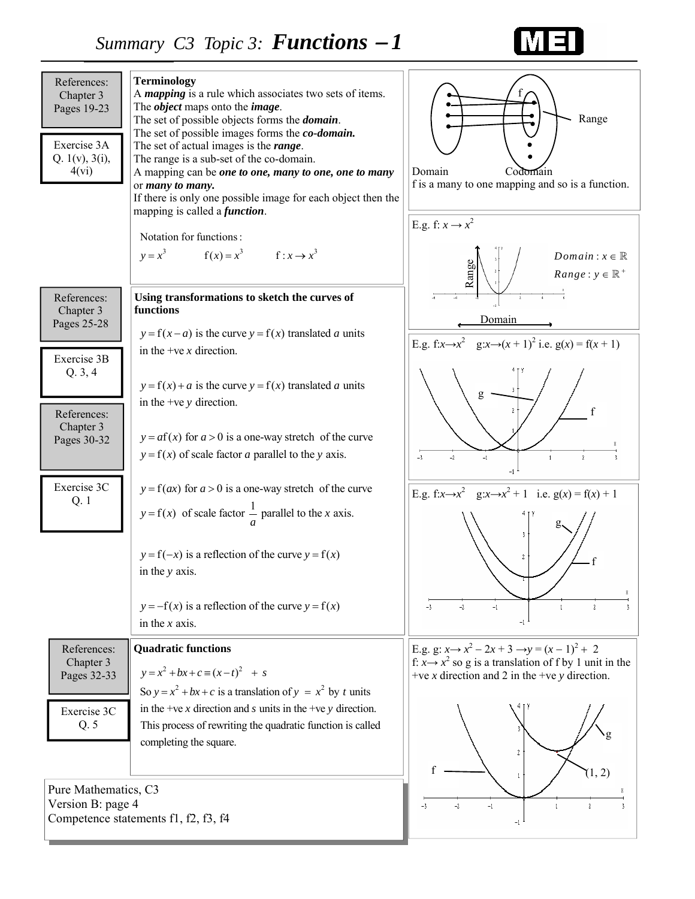# Summary C3 Topic 3: *Functions* – 1

References: Chapter 3 Pages 19-23

Exercise 3A Q. 1(v), 3(i), 4(vi)

**Terminology**

A ***mapping*** is a rule which associates two sets of items.
The ***object*** maps onto the ***image***.
The set of possible objects forms the ***domain***.
The set of possible images forms the ***co-domain.***
The set of actual images is the ***range***.
The range is a sub-set of the co-domain.
A mapping can be ***one to one, many to one, one to many*** or ***many to many.***
If there is only one possible image for each object then the mapping is called a ***function***.

Notation for functions:

$$y = x^3 \qquad \text{f}(x) = x^3 \qquad \text{f} : x \to x^3$$

f   Range   Domain   Codomain

f is a many to one mapping and so is a function.

E.g. f: $x \to x^2$

$Domain : x \in \mathbb{R}$

$Range : y \in \mathbb{R}^+$

Range   Domain

References: Chapter 3 Pages 25-28

Exercise 3B Q. 3, 4

References: Chapter 3 Pages 30-32

Exercise 3C Q. 1

**Using transformations to sketch the curves of functions**

$y = \text{f}(x - a)$ is the curve $y = \text{f}(x)$ translated $a$ units in the +ve $x$ direction.

$y = \text{f}(x) + a$ is the curve $y = \text{f}(x)$ translated $a$ units in the +ve $y$ direction.

$y = a\text{f}(x)$ for $a > 0$ is a one-way stretch of the curve $y = \text{f}(x)$ of scale factor $a$ parallel to the $y$ axis.

$y = \text{f}(ax)$ for $a > 0$ is a one-way stretch of the curve $y = \text{f}(x)$ of scale factor $\frac{1}{a}$ parallel to the $x$ axis.

$y = \text{f}(-x)$ is a reflection of the curve $y = \text{f}(x)$ in the $y$ axis.

$y = -\text{f}(x)$ is a reflection of the curve $y = \text{f}(x)$ in the $x$ axis.

E.g. f:$x \to x^2$   g:$x \to (x + 1)^2$ i.e. g($x$) = f($x$ + 1)

g   f

E.g. f:$x \to x^2$   g:$x \to x^2 + 1$   i.e. g($x$) = f($x$) + 1

g   f

References: Chapter 3 Pages 32-33

Exercise 3C Q. 5

**Quadratic functions**

$$y = x^2 + bx + c \equiv (x - t)^2 + s$$

So $y = x^2 + bx + c$ is a translation of $y = x^2$ by $t$ units in the +ve $x$ direction and $s$ units in the +ve $y$ direction.
This process of rewriting the quadratic function is called completing the square.

E.g. g: $x \to x^2 - 2x + 3 \to y = (x - 1)^2 + 2$
f: $x \to x^2$ so g is a translation of f by 1 unit in the +ve $x$ direction and 2 in the +ve $y$ direction.

f   g   (1, 2)

Pure Mathematics, C3
Version B: page 4
Competence statements f1, f2, f3, f4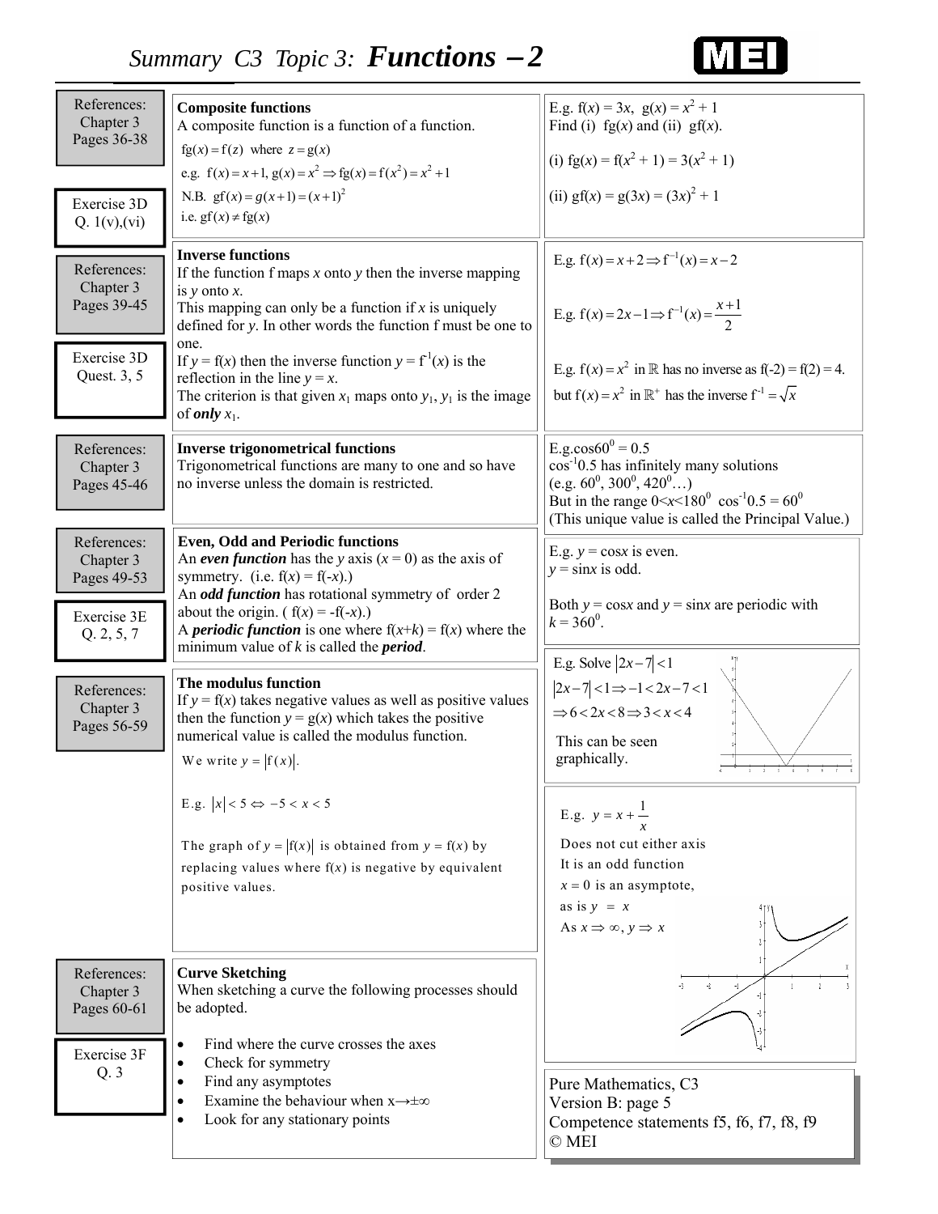# Summary C3 Topic 3: *Functions – 2*

References: Chapter 3 Pages 36-38

Exercise 3D Q. 1(v),(vi)

**Composite functions**

A composite function is a function of a function.

$\text{fg}(x) = \text{f}(z)$ where $z = \text{g}(x)$

e.g. $\text{f}(x) = x + 1,\ \text{g}(x) = x^2 \Rightarrow \text{fg}(x) = \text{f}(x^2) = x^2 + 1$

N.B. $\text{gf}(x) = g(x+1) = (x+1)^2$

i.e. $\text{gf}(x) \neq \text{fg}(x)$

E.g. $\text{f}(x) = 3x$, $\text{g}(x) = x^2 + 1$

Find (i) $\text{fg}(x)$ and (ii) $\text{gf}(x)$.

(i) $\text{fg}(x) = \text{f}(x^2 + 1) = 3(x^2 + 1)$

(ii) $\text{gf}(x) = \text{g}(3x) = (3x)^2 + 1$

References: Chapter 3 Pages 39-45

Exercise 3D Quest. 3, 5

**Inverse functions**

If the function f maps $x$ onto $y$ then the inverse mapping is $y$ onto $x$.

This mapping can only be a function if $x$ is uniquely defined for $y$. In other words the function f must be one to one.

If $y = \text{f}(x)$ then the inverse function $y = \text{f}^{-1}(x)$ is the reflection in the line $y = x$.

The criterion is that given $x_1$ maps onto $y_1$, $y_1$ is the image of ***only*** $x_1$.

E.g. $\text{f}(x) = x + 2 \Rightarrow \text{f}^{-1}(x) = x - 2$

E.g. $\text{f}(x) = 2x - 1 \Rightarrow \text{f}^{-1}(x) = \dfrac{x+1}{2}$

E.g. $\text{f}(x) = x^2$ in $\mathbb{R}$ has no inverse as $\text{f}(-2) = \text{f}(2) = 4$.

but $\text{f}(x) = x^2$ in $\mathbb{R}^+$ has the inverse $\text{f}^{-1} = \sqrt{x}$

References: Chapter 3 Pages 45-46

**Inverse trigonometrical functions**

Trigonometrical functions are many to one and so have no inverse unless the domain is restricted.

E.g. $\cos 60^0 = 0.5$

$\cos^{-1}0.5$ has infinitely many solutions (e.g. $60^0$, $300^0$, $420^0$…)

But in the range $0 < x < 180^0$ $\cos^{-1}0.5 = 60^0$

(This unique value is called the Principal Value.)

References: Chapter 3 Pages 49-53

Exercise 3E Q. 2, 5, 7

**Even, Odd and Periodic functions**

An ***even function*** has the $y$ axis ($x = 0$) as the axis of symmetry. (i.e. $\text{f}(x) = \text{f}(-x)$.)

An ***odd function*** has rotational symmetry of order 2 about the origin. ( $\text{f}(x) = -\text{f}(-x)$.)

A ***periodic function*** is one where $\text{f}(x+k) = \text{f}(x)$ where the minimum value of $k$ is called the ***period***.

E.g. $y = \cos x$ is even.

$y = \sin x$ is odd.

Both $y = \cos x$ and $y = \sin x$ are periodic with $k = 360^0$.

References: Chapter 3 Pages 56-59

**The modulus function**

If $y = \text{f}(x)$ takes negative values as well as positive values then the function $y = \text{g}(x)$ which takes the positive numerical value is called the modulus function.

We write $y = |\text{f}(x)|$.

E.g. $|x| < 5 \Leftrightarrow -5 < x < 5$

The graph of $y = |\text{f}(x)|$ is obtained from $y = \text{f}(x)$ by replacing values where $\text{f}(x)$ is negative by equivalent positive values.

E.g. Solve $|2x - 7| < 1$

$|2x - 7| < 1 \Rightarrow -1 < 2x - 7 < 1$

$\Rightarrow 6 < 2x < 8 \Rightarrow 3 < x < 4$

This can be seen graphically.

E.g. $y = x + \dfrac{1}{x}$

Does not cut either axis

It is an odd function

$x = 0$ is an asymptote,

as is $y = x$

As $x \Rightarrow \infty$, $y \Rightarrow x$

References: Chapter 3 Pages 60-61

Exercise 3F Q. 3

**Curve Sketching**

When sketching a curve the following processes should be adopted.

- Find where the curve crosses the axes
- Check for symmetry
- Find any asymptotes
- Examine the behaviour when $x \rightarrow \pm\infty$
- Look for any stationary points

Pure Mathematics, C3
Version B: page 5
Competence statements f5, f6, f7, f8, f9
© MEI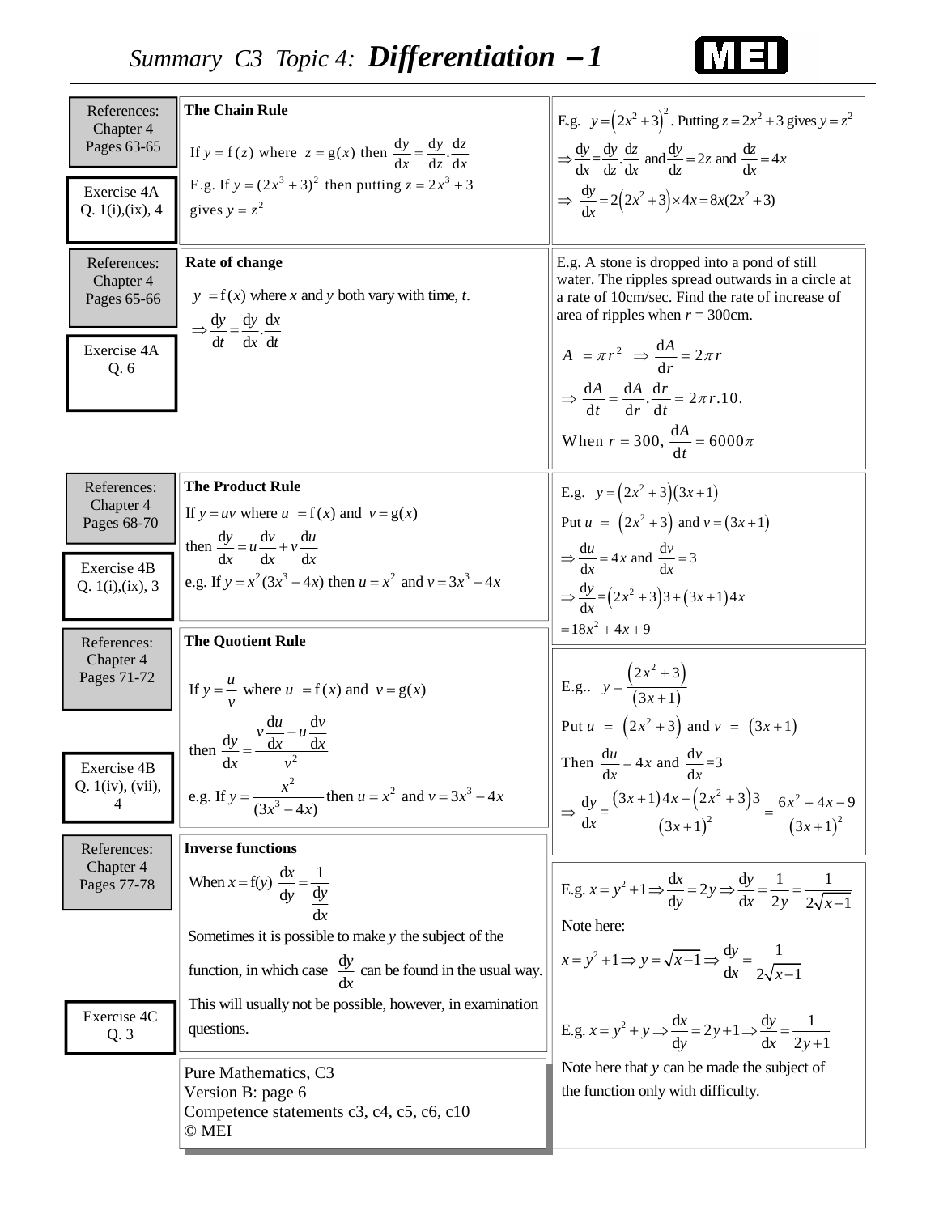# Summary C3 Topic 4: *Differentiation – 1*

References: Chapter 4 Pages 63-65

Exercise 4A Q. 1(i),(ix), 4

**The Chain Rule**

If $y = f(z)$ where $z = g(x)$ then $\frac{dy}{dx} = \frac{dy}{dz}.\frac{dz}{dx}$

E.g. If $y = (2x^3 + 3)^2$ then putting $z = 2x^3 + 3$ gives $y = z^2$

E.g. $y = \left(2x^2+3\right)^2$. Putting $z = 2x^2 + 3$ gives $y = z^2$

$\Rightarrow \frac{dy}{dx} = \frac{dy}{dz}.\frac{dz}{dx}$ and $\frac{dy}{dz} = 2z$ and $\frac{dz}{dx} = 4x$

$\Rightarrow \frac{dy}{dx} = 2\left(2x^2+3\right) \times 4x = 8x(2x^2+3)$

References: Chapter 4 Pages 65-66

Exercise 4A Q. 6

**Rate of change**

$y = f(x)$ where $x$ and $y$ both vary with time, $t$.

$\Rightarrow \frac{dy}{dt} = \frac{dy}{dx}.\frac{dx}{dt}$

E.g. A stone is dropped into a pond of still water. The ripples spread outwards in a circle at a rate of 10cm/sec. Find the rate of increase of area of ripples when $r$ = 300cm.

$A = \pi r^2 \Rightarrow \frac{dA}{dr} = 2\pi r$

$\Rightarrow \frac{dA}{dt} = \frac{dA}{dr}.\frac{dr}{dt} = 2\pi r.10.$

When $r = 300$, $\frac{dA}{dt} = 6000\pi$

References: Chapter 4 Pages 68-70

Exercise 4B Q. 1(i),(ix), 3

**The Product Rule**

If $y = uv$ where $u = f(x)$ and $v = g(x)$

then $\frac{dy}{dx} = u\frac{dv}{dx} + v\frac{du}{dx}$

e.g. If $y = x^2(3x^3 - 4x)$ then $u = x^2$ and $v = 3x^3 - 4x$

E.g. $y = \left(2x^2+3\right)\left(3x+1\right)$

Put $u = \left(2x^2+3\right)$ and $v = \left(3x+1\right)$

$\Rightarrow \frac{du}{dx} = 4x$ and $\frac{dv}{dx} = 3$

$\Rightarrow \frac{dy}{dx} = \left(2x^2+3\right)3 + \left(3x+1\right)4x$

$= 18x^2 + 4x + 9$

References: Chapter 4 Pages 71-72

Exercise 4B Q. 1(iv), (vii), 4

**The Quotient Rule**

If $y = \frac{u}{v}$ where $u = f(x)$ and $v = g(x)$

then $\frac{dy}{dx} = \frac{v\frac{du}{dx} - u\frac{dv}{dx}}{v^2}$

e.g. If $y = \frac{x^2}{(3x^3 - 4x)}$ then $u = x^2$ and $v = 3x^3 - 4x$

E.g.. $y = \frac{\left(2x^2+3\right)}{\left(3x+1\right)}$

Put $u = \left(2x^2+3\right)$ and $v = \left(3x+1\right)$

Then $\frac{du}{dx} = 4x$ and $\frac{dv}{dx} = 3$

$\Rightarrow \frac{dy}{dx} = \frac{\left(3x+1\right)4x - \left(2x^2+3\right)3}{\left(3x+1\right)^2} = \frac{6x^2+4x-9}{\left(3x+1\right)^2}$

References: Chapter 4 Pages 77-78

Exercise 4C Q. 3

**Inverse functions**

When $x = f(y)$ $\frac{dx}{dy} = \frac{1}{\frac{dy}{dx}}$

Sometimes it is possible to make $y$ the subject of the function, in which case $\frac{dy}{dx}$ can be found in the usual way. This will usually not be possible, however, in examination questions.

E.g. $x = y^2 + 1 \Rightarrow \frac{dx}{dy} = 2y \Rightarrow \frac{dy}{dx} = \frac{1}{2y} = \frac{1}{2\sqrt{x-1}}$

Note here:

$x = y^2 + 1 \Rightarrow y = \sqrt{x-1} \Rightarrow \frac{dy}{dx} = \frac{1}{2\sqrt{x-1}}$

E.g. $x = y^2 + y \Rightarrow \frac{dx}{dy} = 2y + 1 \Rightarrow \frac{dy}{dx} = \frac{1}{2y+1}$

Note here that $y$ can be made the subject of the function only with difficulty.

Pure Mathematics, C3
Version B: page 6
Competence statements c3, c4, c5, c6, c10
© MEI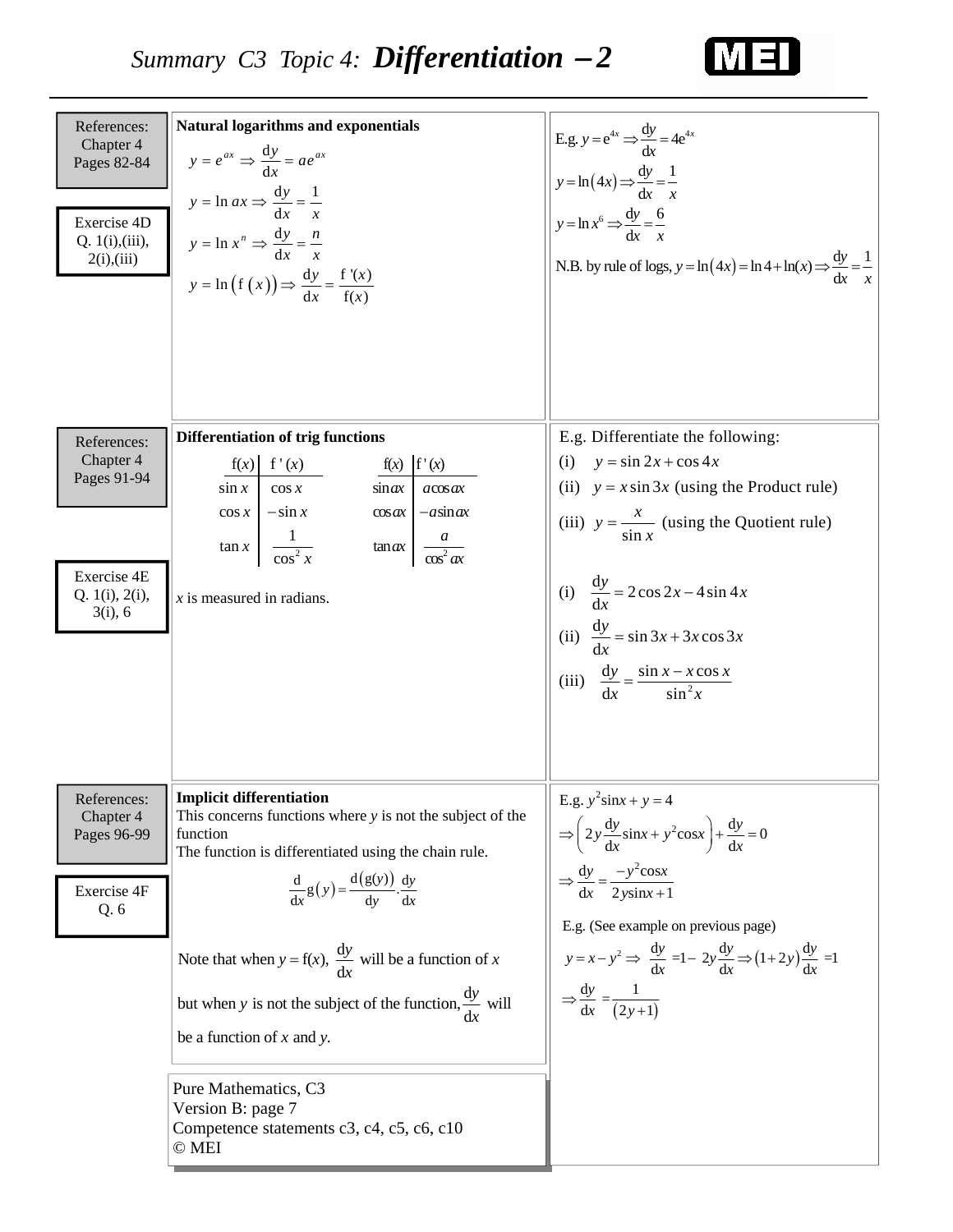# Summary C3 Topic 4: Differentiation – 2

References: Chapter 4 Pages 82-84

Exercise 4D Q. 1(i),(iii), 2(i),(iii)

**Natural logarithms and exponentials**

$$y = e^{ax} \Rightarrow \frac{dy}{dx} = ae^{ax}$$

$$y = \ln ax \Rightarrow \frac{dy}{dx} = \frac{1}{x}$$

$$y = \ln x^n \Rightarrow \frac{dy}{dx} = \frac{n}{x}$$

$$y = \ln\left(f(x)\right) \Rightarrow \frac{dy}{dx} = \frac{f'(x)}{f(x)}$$

E.g. $y = e^{4x} \Rightarrow \frac{dy}{dx} = 4e^{4x}$

$y = \ln(4x) \Rightarrow \frac{dy}{dx} = \frac{1}{x}$

$y = \ln x^6 \Rightarrow \frac{dy}{dx} = \frac{6}{x}$

N.B. by rule of logs, $y = \ln(4x) = \ln 4 + \ln(x) \Rightarrow \frac{dy}{dx} = \frac{1}{x}$

References: Chapter 4 Pages 91-94

Exercise 4E Q. 1(i), 2(i), 3(i), 6

**Differentiation of trig functions**

| $f(x)$ | $f'(x)$ | $f(x)$ | $f'(x)$ |
|---|---|---|---|
| $\sin x$ | $\cos x$ | $\sin ax$ | $a\cos ax$ |
| $\cos x$ | $-\sin x$ | $\cos ax$ | $-a\sin ax$ |
| $\tan x$ | $\frac{1}{\cos^2 x}$ | $\tan ax$ | $\frac{a}{\cos^2 ax}$ |

$x$ is measured in radians.

E.g. Differentiate the following:

(i) $y = \sin 2x + \cos 4x$

(ii) $y = x\sin 3x$ (using the Product rule)

(iii) $y = \frac{x}{\sin x}$ (using the Quotient rule)

(i) $\frac{dy}{dx} = 2\cos 2x - 4\sin 4x$

(ii) $\frac{dy}{dx} = \sin 3x + 3x\cos 3x$

(iii) $\frac{dy}{dx} = \frac{\sin x - x\cos x}{\sin^2 x}$

References: Chapter 4 Pages 96-99

Exercise 4F Q. 6

**Implicit differentiation**

This concerns functions where $y$ is not the subject of the function

The function is differentiated using the chain rule.

$$\frac{d}{dx}g(y) = \frac{d(g(y))}{dy}.\frac{dy}{dx}$$

Note that when $y = f(x)$, $\frac{dy}{dx}$ will be a function of $x$ but when $y$ is not the subject of the function, $\frac{dy}{dx}$ will be a function of $x$ and $y$.

E.g. $y^2\sin x + y = 4$

$$\Rightarrow \left(2y\frac{dy}{dx}\sin x + y^2\cos x\right) + \frac{dy}{dx} = 0$$

$$\Rightarrow \frac{dy}{dx} = \frac{-y^2\cos x}{2y\sin x + 1}$$

E.g. (See example on previous page)

$$y = x - y^2 \Rightarrow \frac{dy}{dx} = 1 - 2y\frac{dy}{dx} \Rightarrow (1+2y)\frac{dy}{dx} = 1$$

$$\Rightarrow \frac{dy}{dx} = \frac{1}{(2y+1)}$$

Pure Mathematics, C3
Version B: page 7
Competence statements c3, c4, c5, c6, c10
© MEI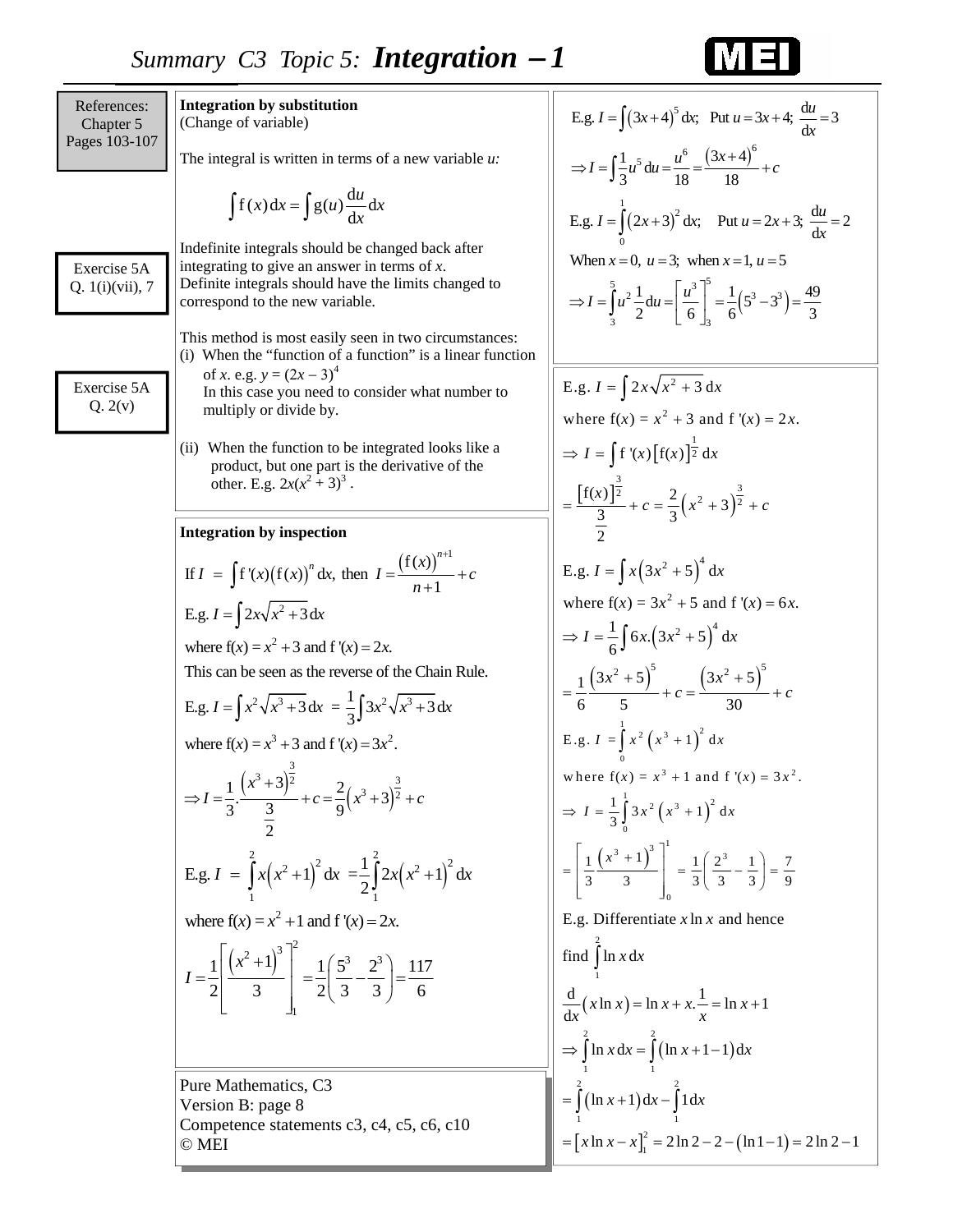# Summary C3 Topic 5: Integration – 1

References: Chapter 5 Pages 103-107

## Integration by substitution

(Change of variable)

The integral is written in terms of a new variable *u:*

$$\int f(x)\,dx = \int g(u)\frac{du}{dx}\,dx$$

Exercise 5A Q. 1(i)(vii), 7

Indefinite integrals should be changed back after integrating to give an answer in terms of $x$.
Definite integrals should have the limits changed to correspond to the new variable.

This method is most easily seen in two circumstances:

(i) When the "function of a function" is a linear function of $x$. e.g. $y = (2x - 3)^4$
In this case you need to consider what number to multiply or divide by.

Exercise 5A Q. 2(v)

(ii) When the function to be integrated looks like a product, but one part is the derivative of the other. E.g. $2x(x^2 + 3)^3$ .

E.g. $I = \int (3x+4)^5\,dx$; Put $u = 3x+4$; $\frac{du}{dx} = 3$

$$\Rightarrow I = \int \frac{1}{3}u^5\,du = \frac{u^6}{18} = \frac{(3x+4)^6}{18} + c$$

E.g. $I = \int_0^1 (2x+3)^2\,dx$; Put $u = 2x+3$; $\frac{du}{dx} = 2$

When $x = 0$, $u = 3$; when $x = 1$, $u = 5$

$$\Rightarrow I = \int_3^5 u^2 \frac{1}{2}\,du = \left[\frac{u^3}{6}\right]_3^5 = \frac{1}{6}\left(5^3 - 3^3\right) = \frac{49}{3}$$

E.g. $I = \int 2x\sqrt{x^2+3}\,dx$

where $f(x) = x^2 + 3$ and $f'(x) = 2x$.

$$\Rightarrow I = \int f'(x)\left[f(x)\right]^{\frac{1}{2}}\,dx$$

$$= \frac{\left[f(x)\right]^{\frac{3}{2}}}{\frac{3}{2}} + c = \frac{2}{3}\left(x^2+3\right)^{\frac{3}{2}} + c$$

## Integration by inspection

If $I = \int f'(x)\left(f(x)\right)^n\,dx$, then $I = \frac{\left(f(x)\right)^{n+1}}{n+1} + c$

E.g. $I = \int 2x\sqrt{x^2+3}\,dx$

where $f(x) = x^2 + 3$ and $f'(x) = 2x$.

This can be seen as the reverse of the Chain Rule.

E.g. $I = \int x^2\sqrt{x^3+3}\,dx = \frac{1}{3}\int 3x^2\sqrt{x^3+3}\,dx$

where $f(x) = x^3 + 3$ and $f'(x) = 3x^2$.

$$\Rightarrow I = \frac{1}{3}.\frac{\left(x^3+3\right)^{\frac{3}{2}}}{\frac{3}{2}} + c = \frac{2}{9}\left(x^3+3\right)^{\frac{3}{2}} + c$$

E.g. $I = \int_1^2 x\left(x^2+1\right)^2\,dx = \frac{1}{2}\int_1^2 2x\left(x^2+1\right)^2\,dx$

where $f(x) = x^2 + 1$ and $f'(x) = 2x$.

$$I = \frac{1}{2}\left[\frac{\left(x^2+1\right)^3}{3}\right]_1^2 = \frac{1}{2}\left(\frac{5^3}{3} - \frac{2^3}{3}\right) = \frac{117}{6}$$

E.g. $I = \int x\left(3x^2+5\right)^4\,dx$

where $f(x) = 3x^2 + 5$ and $f'(x) = 6x$.

$$\Rightarrow I = \frac{1}{6}\int 6x.\left(3x^2+5\right)^4\,dx$$

$$= \frac{1}{6}\frac{\left(3x^2+5\right)^5}{5} + c = \frac{\left(3x^2+5\right)^5}{30} + c$$

E.g. $I = \int_0^1 x^2\left(x^3+1\right)^2\,dx$

where $f(x) = x^3 + 1$ and $f'(x) = 3x^2$.

$$\Rightarrow I = \frac{1}{3}\int_0^1 3x^2\left(x^3+1\right)^2\,dx$$

$$= \left[\frac{1}{3}\frac{\left(x^3+1\right)^3}{3}\right]_0^1 = \frac{1}{3}\left(\frac{2^3}{3} - \frac{1}{3}\right) = \frac{7}{9}$$

E.g. Differentiate $x\ln x$ and hence find $\int_1^2 \ln x\,dx$

$$\frac{d}{dx}\left(x\ln x\right) = \ln x + x.\frac{1}{x} = \ln x + 1$$

$$\Rightarrow \int_1^2 \ln x\,dx = \int_1^2 \left(\ln x + 1 - 1\right)dx$$

$$= \int_1^2 \left(\ln x + 1\right)dx - \int_1^2 1\,dx$$

$$= \left[x\ln x - x\right]_1^2 = 2\ln 2 - 2 - \left(\ln 1 - 1\right) = 2\ln 2 - 1$$

Pure Mathematics, C3
Version B: page 8
Competence statements c3, c4, c5, c6, c10
© MEI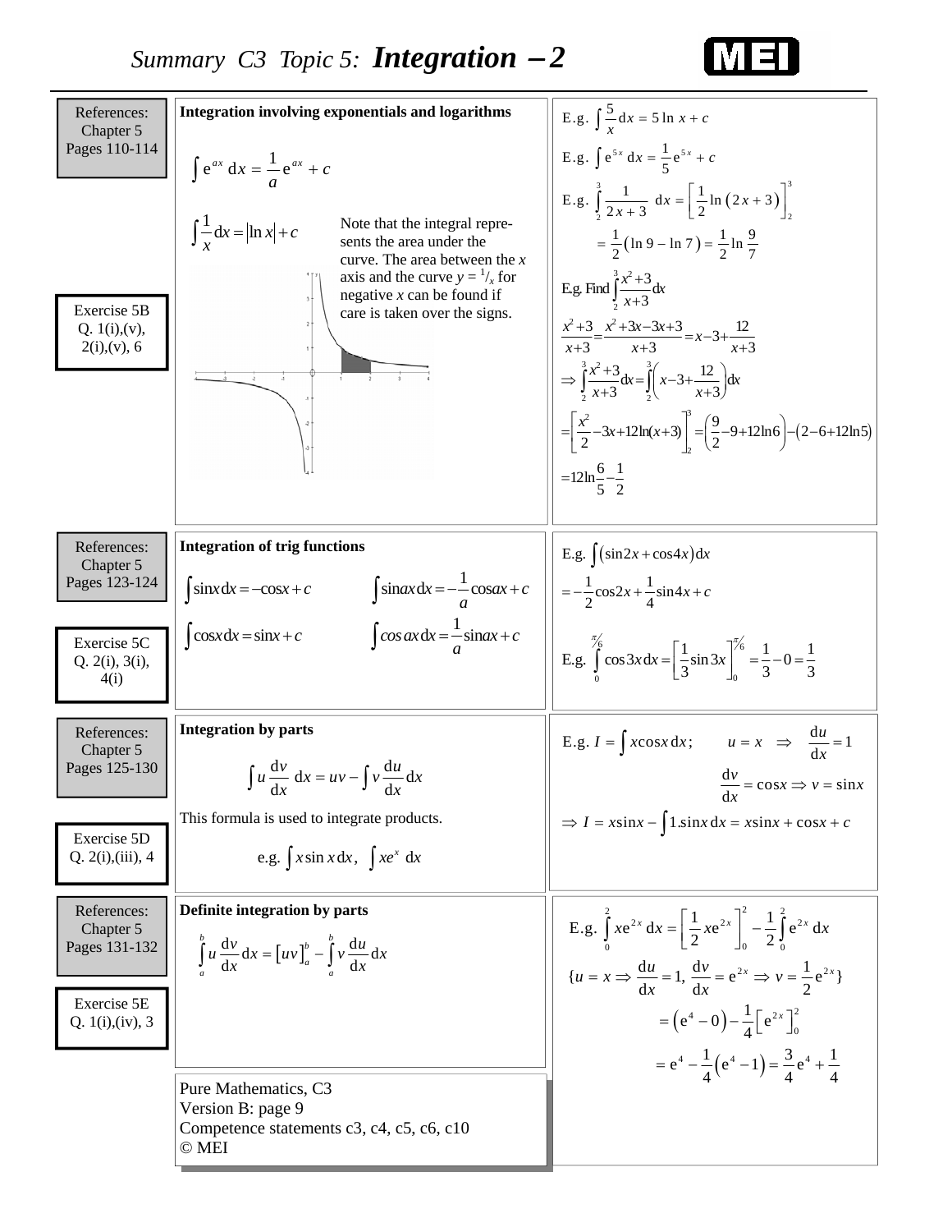# Summary C3 Topic 5: *Integration – 2*

References: Chapter 5 Pages 110-114

Exercise 5B Q. 1(i),(v), 2(i),(v), 6

## Integration involving exponentials and logarithms

$$\int e^{ax}\,dx = \frac{1}{a}e^{ax} + c$$

$$\int \frac{1}{x}dx = \ln|x| + c$$

Note that the integral represents the area under the curve. The area between the $x$ axis and the curve $y = {}^1/_x$ for negative $x$ can be found if care is taken over the signs.

E.g. $\int \frac{5}{x}\,dx = 5\ln x + c$

E.g. $\int e^{5x}\,dx = \frac{1}{5}e^{5x} + c$

E.g. $\int_2^3 \frac{1}{2x+3}\,dx = \left[\frac{1}{2}\ln(2x+3)\right]_2^3$

$$= \frac{1}{2}(\ln 9 - \ln 7) = \frac{1}{2}\ln\frac{9}{7}$$

E.g. Find $\int_2^3 \frac{x^2+3}{x+3}dx$

$$\frac{x^2+3}{x+3} = \frac{x^2+3x-3x+3}{x+3} = x - 3 + \frac{12}{x+3}$$

$$\Rightarrow \int_2^3 \frac{x^2+3}{x+3}dx = \int_2^3\left(x-3+\frac{12}{x+3}\right)dx$$

$$= \left[\frac{x^2}{2} - 3x + 12\ln(x+3)\right]_2^3 = \left(\frac{9}{2} - 9 + 12\ln 6\right) - (2 - 6 + 12\ln 5)$$

$$= 12\ln\frac{6}{5} - \frac{1}{2}$$

References: Chapter 5 Pages 123-124

Exercise 5C Q. 2(i), 3(i), 4(i)

## Integration of trig functions

$$\int \sin x\,dx = -\cos x + c \qquad \int \sin ax\,dx = -\frac{1}{a}\cos ax + c$$

$$\int \cos x\,dx = \sin x + c \qquad \int \cos ax\,dx = \frac{1}{a}\sin ax + c$$

E.g. $\int(\sin 2x + \cos 4x)dx$

$$= -\frac{1}{2}\cos 2x + \frac{1}{4}\sin 4x + c$$

E.g. $\int_0^{\pi/6} \cos 3x\,dx = \left[\frac{1}{3}\sin 3x\right]_0^{\pi/6} = \frac{1}{3} - 0 = \frac{1}{3}$

References: Chapter 5 Pages 125-130

Exercise 5D Q. 2(i),(iii), 4

## Integration by parts

$$\int u\frac{dv}{dx}\,dx = uv - \int v\frac{du}{dx}\,dx$$

This formula is used to integrate products.

e.g. $\int x\sin x\,dx$, $\int xe^x\,dx$

E.g. $I = \int x\cos x\,dx$; $\quad u = x \Rightarrow \frac{du}{dx} = 1$

$$\frac{dv}{dx} = \cos x \Rightarrow v = \sin x$$

$$\Rightarrow I = x\sin x - \int 1.\sin x\,dx = x\sin x + \cos x + c$$

References: Chapter 5 Pages 131-132

Exercise 5E Q. 1(i),(iv), 3

## Definite integration by parts

$$\int_a^b u\frac{dv}{dx}dx = [uv]_a^b - \int_a^b v\frac{du}{dx}dx$$

E.g. $\int_0^2 xe^{2x}\,dx = \left[\frac{1}{2}xe^{2x}\right]_0^2 - \frac{1}{2}\int_0^2 e^{2x}\,dx$

$$\{u = x \Rightarrow \frac{du}{dx} = 1,\ \frac{dv}{dx} = e^{2x} \Rightarrow v = \frac{1}{2}e^{2x}\}$$

$$= (e^4 - 0) - \frac{1}{4}\left[e^{2x}\right]_0^2$$

$$= e^4 - \frac{1}{4}(e^4 - 1) = \frac{3}{4}e^4 + \frac{1}{4}$$

Pure Mathematics, C3
Version B: page 9
Competence statements c3, c4, c5, c6, c10
© MEI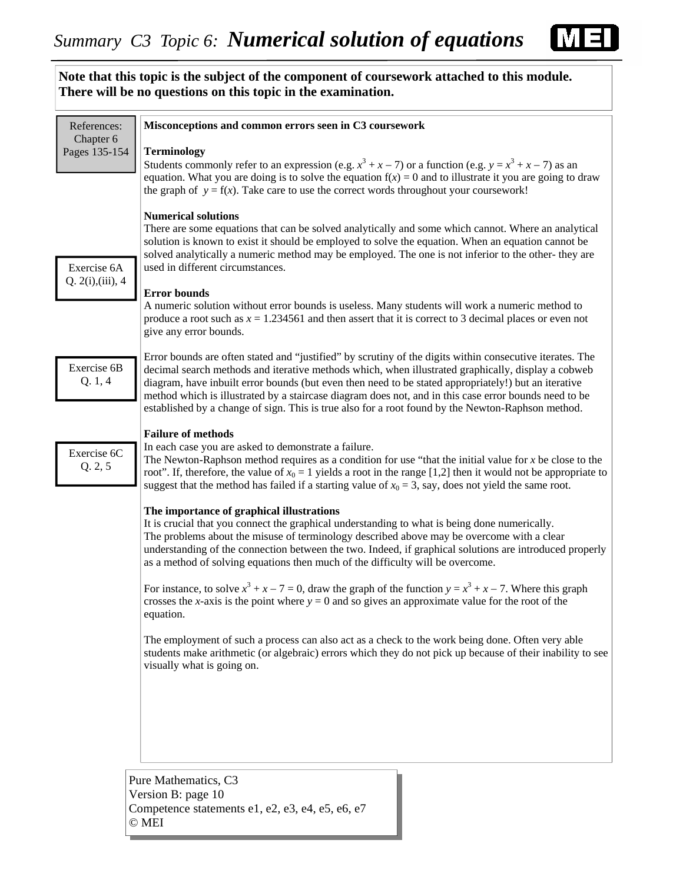# Summary C3 Topic 6: Numerical solution of equations

**Note that this topic is the subject of the component of coursework attached to this module. There will be no questions on this topic in the examination.**

References: Chapter 6 Pages 135-154

**Misconceptions and common errors seen in C3 coursework**

**Terminology**

Students commonly refer to an expression (e.g. $x^3 + x - 7$) or a function (e.g. $y = x^3 + x - 7$) as an equation. What you are doing is to solve the equation $f(x) = 0$ and to illustrate it you are going to draw the graph of $y = f(x)$. Take care to use the correct words throughout your coursework!

**Numerical solutions**

There are some equations that can be solved analytically and some which cannot. Where an analytical solution is known to exist it should be employed to solve the equation. When an equation cannot be solved analytically a numeric method may be employed. The one is not inferior to the other- they are used in different circumstances.

Exercise 6A Q. 2(i),(iii), 4

**Error bounds**

A numeric solution without error bounds is useless. Many students will work a numeric method to produce a root such as $x = 1.234561$ and then assert that it is correct to 3 decimal places or even not give any error bounds.

Exercise 6B Q. 1, 4

Error bounds are often stated and "justified" by scrutiny of the digits within consecutive iterates. The decimal search methods and iterative methods which, when illustrated graphically, display a cobweb diagram, have inbuilt error bounds (but even then need to be stated appropriately!) but an iterative method which is illustrated by a staircase diagram does not, and in this case error bounds need to be established by a change of sign. This is true also for a root found by the Newton-Raphson method.

**Failure of methods**

Exercise 6C Q. 2, 5

In each case you are asked to demonstrate a failure.

The Newton-Raphson method requires as a condition for use "that the initial value for $x$ be close to the root". If, therefore, the value of $x_0 = 1$ yields a root in the range [1,2] then it would not be appropriate to suggest that the method has failed if a starting value of $x_0 = 3$, say, does not yield the same root.

**The importance of graphical illustrations**

It is crucial that you connect the graphical understanding to what is being done numerically.

The problems about the misuse of terminology described above may be overcome with a clear understanding of the connection between the two. Indeed, if graphical solutions are introduced properly as a method of solving equations then much of the difficulty will be overcome.

For instance, to solve $x^3 + x - 7 = 0$, draw the graph of the function $y = x^3 + x - 7$. Where this graph crosses the $x$-axis is the point where $y = 0$ and so gives an approximate value for the root of the equation.

The employment of such a process can also act as a check to the work being done. Often very able students make arithmetic (or algebraic) errors which they do not pick up because of their inability to see visually what is going on.

Pure Mathematics, C3
Version B: page 10
Competence statements e1, e2, e3, e4, e5, e6, e7
© MEI